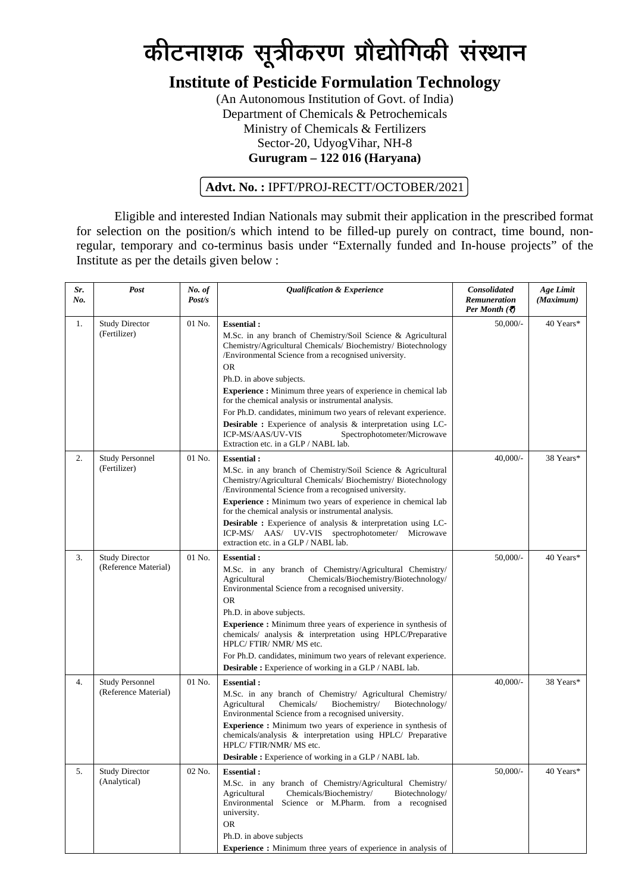# कीटनाशक सूत्रीकरण प्रौद्योगिकी संस्थान

## Institute of Pesticide Formulation Technology

(An Autonomous Institution of Govt. of India)
Department of Chemicals & Petrochemicals
Ministry of Chemicals & Fertilizers
Sector-20, UdyogVihar, NH-8
**Gurugram – 122 016 (Haryana)**

**Advt. No. :** IPFT/PROJ-RECTT/OCTOBER/2021

Eligible and interested Indian Nationals may submit their application in the prescribed format for selection on the position/s which intend to be filled-up purely on contract, time bound, non-regular, temporary and co-terminus basis under "Externally funded and In-house projects" of the Institute as per the details given below :

| *Sr. No.* | *Post* | *No. of Post/s* | *Qualification & Experience* | *Consolidated Remuneration Per Month (₹)* | *Age Limit (Maximum)* |
|---|---|---|---|---|---|
| 1. | Study Director (Fertilizer) | 01 No. | **Essential :**<br>M.Sc. in any branch of Chemistry/Soil Science & Agricultural Chemistry/Agricultural Chemicals/ Biochemistry/ Biotechnology /Environmental Science from a recognised university.<br>OR<br>Ph.D. in above subjects.<br>**Experience :** Minimum three years of experience in chemical lab for the chemical analysis or instrumental analysis.<br>For Ph.D. candidates, minimum two years of relevant experience.<br>**Desirable :** Experience of analysis & interpretation using LC-ICP-MS/AAS/UV-VIS Spectrophotometer/Microwave Extraction etc. in a GLP / NABL lab. | 50,000/- | 40 Years* |
| 2. | Study Personnel (Fertilizer) | 01 No. | **Essential :**<br>M.Sc. in any branch of Chemistry/Soil Science & Agricultural Chemistry/Agricultural Chemicals/ Biochemistry/ Biotechnology /Environmental Science from a recognised university.<br>**Experience :** Minimum two years of experience in chemical lab for the chemical analysis or instrumental analysis.<br>**Desirable :** Experience of analysis & interpretation using LC-ICP-MS/ AAS/ UV-VIS spectrophotometer/ Microwave extraction etc. in a GLP / NABL lab. | 40,000/- | 38 Years* |
| 3. | Study Director (Reference Material) | 01 No. | **Essential :**<br>M.Sc. in any branch of Chemistry/Agricultural Chemistry/ Agricultural Chemicals/Biochemistry/Biotechnology/ Environmental Science from a recognised university.<br>OR<br>Ph.D. in above subjects.<br>**Experience :** Minimum three years of experience in synthesis of chemicals/ analysis & interpretation using HPLC/Preparative HPLC/ FTIR/ NMR/ MS etc.<br>For Ph.D. candidates, minimum two years of relevant experience.<br>**Desirable :** Experience of working in a GLP / NABL lab. | 50,000/- | 40 Years* |
| 4. | Study Personnel (Reference Material) | 01 No. | **Essential :**<br>M.Sc. in any branch of Chemistry/ Agricultural Chemistry/ Agricultural Chemicals/ Biochemistry/ Biotechnology/ Environmental Science from a recognised university.<br>**Experience :** Minimum two years of experience in synthesis of chemicals/analysis & interpretation using HPLC/ Preparative HPLC/ FTIR/NMR/ MS etc.<br>**Desirable :** Experience of working in a GLP / NABL lab. | 40,000/- | 38 Years* |
| 5. | Study Director (Analytical) | 02 No. | **Essential :**<br>M.Sc. in any branch of Chemistry/Agricultural Chemistry/ Agricultural Chemicals/Biochemistry/ Biotechnology/ Environmental Science or M.Pharm. from a recognised university.<br>OR<br>Ph.D. in above subjects<br>**Experience :** Minimum three years of experience in analysis of | 50,000/- | 40 Years* |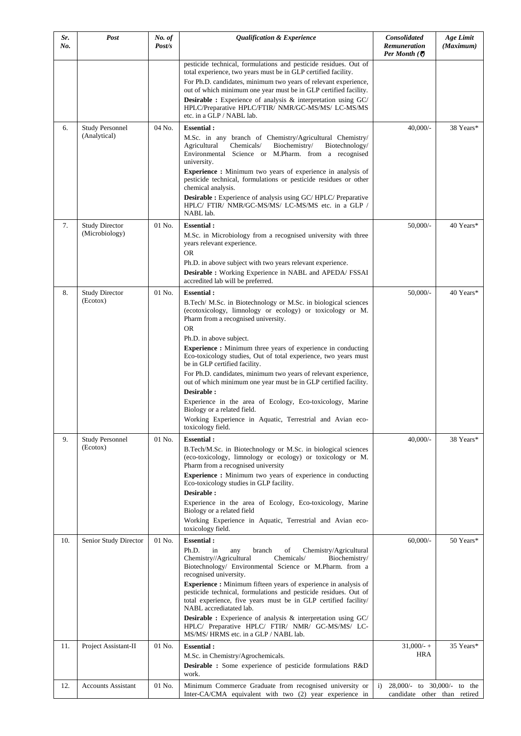| Sr. No. | Post | No. of Post/s | Qualification & Experience | Consolidated Remuneration Per Month (₹) | Age Limit (Maximum) |
|---|---|---|---|---|---|
| | | | pesticide technical, formulations and pesticide residues. Out of total experience, two years must be in GLP certified facility.<br>For Ph.D. candidates, minimum two years of relevant experience, out of which minimum one year must be in GLP certified facility.<br>**Desirable :** Experience of analysis & interpretation using GC/ HPLC/Preparative HPLC/FTIR/ NMR/GC-MS/MS/ LC-MS/MS etc. in a GLP / NABL lab. | | |
| 6. | Study Personnel (Analytical) | 04 No. | **Essential :**<br>M.Sc. in any branch of Chemistry/Agricultural Chemistry/ Agricultural Chemicals/ Biochemistry/ Biotechnology/ Environmental Science or M.Pharm. from a recognised university.<br>**Experience :** Minimum two years of experience in analysis of pesticide technical, formulations or pesticide residues or other chemical analysis.<br>**Desirable :** Experience of analysis using GC/ HPLC/ Preparative HPLC/ FTIR/ NMR/GC-MS/MS/ LC-MS/MS etc. in a GLP / NABL lab. | 40,000/- | 38 Years* |
| 7. | Study Director (Microbiology) | 01 No. | **Essential :**<br>M.Sc. in Microbiology from a recognised university with three years relevant experience.<br>OR<br>Ph.D. in above subject with two years relevant experience.<br>**Desirable :** Working Experience in NABL and APEDA/ FSSAI accredited lab will be preferred. | 50,000/- | 40 Years* |
| 8. | Study Director (Ecotox) | 01 No. | **Essential :**<br>B.Tech/ M.Sc. in Biotechnology or M.Sc. in biological sciences (ecotoxicology, limnology or ecology) or toxicology or M. Pharm from a recognised university.<br>OR<br>Ph.D. in above subject.<br>**Experience :** Minimum three years of experience in conducting Eco-toxicology studies, Out of total experience, two years must be in GLP certified facility.<br>For Ph.D. candidates, minimum two years of relevant experience, out of which minimum one year must be in GLP certified facility.<br>**Desirable :**<br>Experience in the area of Ecology, Eco-toxicology, Marine Biology or a related field.<br>Working Experience in Aquatic, Terrestrial and Avian eco-toxicology field. | 50,000/- | 40 Years* |
| 9. | Study Personnel (Ecotox) | 01 No. | **Essential :**<br>B.Tech/M.Sc. in Biotechnology or M.Sc. in biological sciences (eco-toxicology, limnology or ecology) or toxicology or M. Pharm from a recognised university<br>**Experience :** Minimum two years of experience in conducting Eco-toxicology studies in GLP facility.<br>**Desirable :**<br>Experience in the area of Ecology, Eco-toxicology, Marine Biology or a related field<br>Working Experience in Aquatic, Terrestrial and Avian eco-toxicology field. | 40,000/- | 38 Years* |
| 10. | Senior Study Director | 01 No. | **Essential :**<br>Ph.D. in any branch of Chemistry/Agricultural Chemistry//Agricultural Chemicals/ Biochemistry/ Biotechnology/ Environmental Science or M.Pharm. from a recognised university.<br>**Experience :** Minimum fifteen years of experience in analysis of pesticide technical, formulations and pesticide residues. Out of total experience, five years must be in GLP certified facility/ NABL accrediatated lab.<br>**Desirable :** Experience of analysis & interpretation using GC/ HPLC/ Preparative HPLC/ FTIR/ NMR/ GC-MS/MS/ LC-MS/MS/ HRMS etc. in a GLP / NABL lab. | 60,000/- | 50 Years* |
| 11. | Project Assistant-II | 01 No. | **Essential :**<br>M.Sc. in Chemistry/Agrochemicals.<br>**Desirable :** Some experience of pesticide formulations R&D work. | 31,000/- + HRA | 35 Years* |
| 12. | Accounts Assistant | 01 No. | Minimum Commerce Graduate from recognised university or Inter-CA/CMA equivalent with two (2) year experience in | i) 28,000/- to 30,000/- to the candidate other than retired | |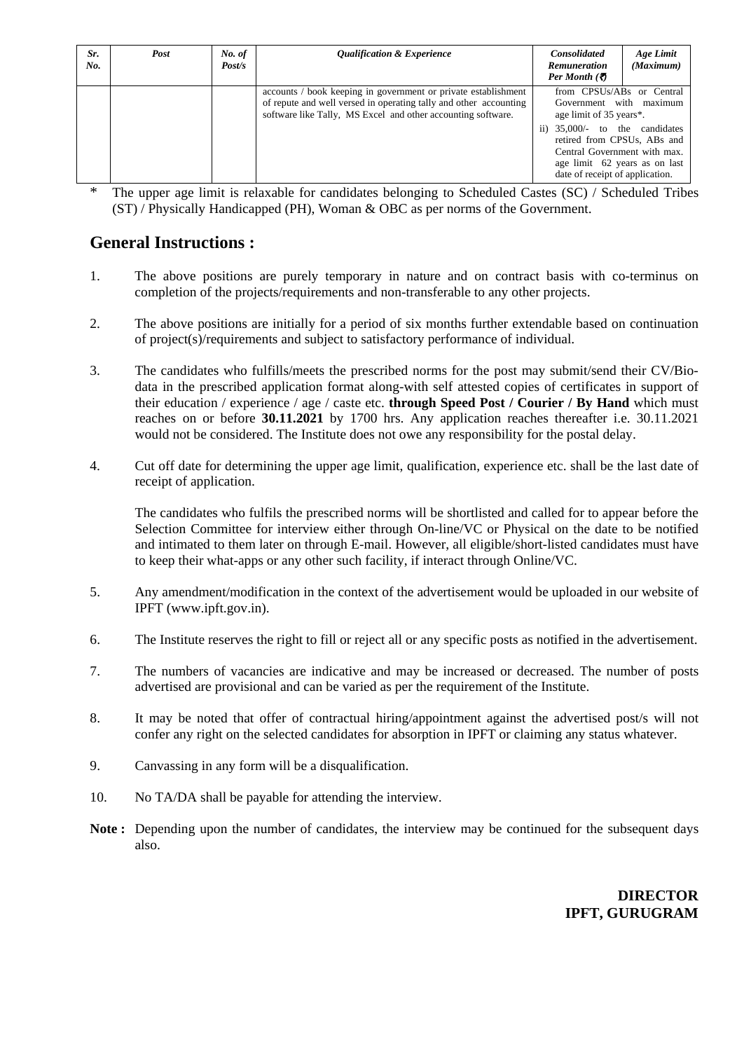| *Sr. No.* | *Post* | *No. of Post/s* | *Qualification & Experience* | *Consolidated Remuneration Per Month (₹)* | *Age Limit (Maximum)* |
|---|---|---|---|---|---|
| | | | accounts / book keeping in government or private establishment of repute and well versed in operating tally and other accounting software like Tally, MS Excel and other accounting software. | from CPSUs/ABs or Central Government with maximum age limit of 35 years*.<br>ii) 35,000/- to the candidates retired from CPSUs, ABs and Central Government with max. age limit 62 years as on last date of receipt of application. | |

\* The upper age limit is relaxable for candidates belonging to Scheduled Castes (SC) / Scheduled Tribes (ST) / Physically Handicapped (PH), Woman & OBC as per norms of the Government.

## General Instructions :

1. The above positions are purely temporary in nature and on contract basis with co-terminus on completion of the projects/requirements and non-transferable to any other projects.

2. The above positions are initially for a period of six months further extendable based on continuation of project(s)/requirements and subject to satisfactory performance of individual.

3. The candidates who fulfills/meets the prescribed norms for the post may submit/send their CV/Bio-data in the prescribed application format along-with self attested copies of certificates in support of their education / experience / age / caste etc. **through Speed Post / Courier / By Hand** which must reaches on or before **30.11.2021** by 1700 hrs. Any application reaches thereafter i.e. 30.11.2021 would not be considered. The Institute does not owe any responsibility for the postal delay.

4. Cut off date for determining the upper age limit, qualification, experience etc. shall be the last date of receipt of application.

   The candidates who fulfils the prescribed norms will be shortlisted and called for to appear before the Selection Committee for interview either through On-line/VC or Physical on the date to be notified and intimated to them later on through E-mail. However, all eligible/short-listed candidates must have to keep their what-apps or any other such facility, if interact through Online/VC.

5. Any amendment/modification in the context of the advertisement would be uploaded in our website of IPFT (www.ipft.gov.in).

6. The Institute reserves the right to fill or reject all or any specific posts as notified in the advertisement.

7. The numbers of vacancies are indicative and may be increased or decreased. The number of posts advertised are provisional and can be varied as per the requirement of the Institute.

8. It may be noted that offer of contractual hiring/appointment against the advertised post/s will not confer any right on the selected candidates for absorption in IPFT or claiming any status whatever.

9. Canvassing in any form will be a disqualification.

10. No TA/DA shall be payable for attending the interview.

**Note :** Depending upon the number of candidates, the interview may be continued for the subsequent days also.

**DIRECTOR**
**IPFT, GURUGRAM**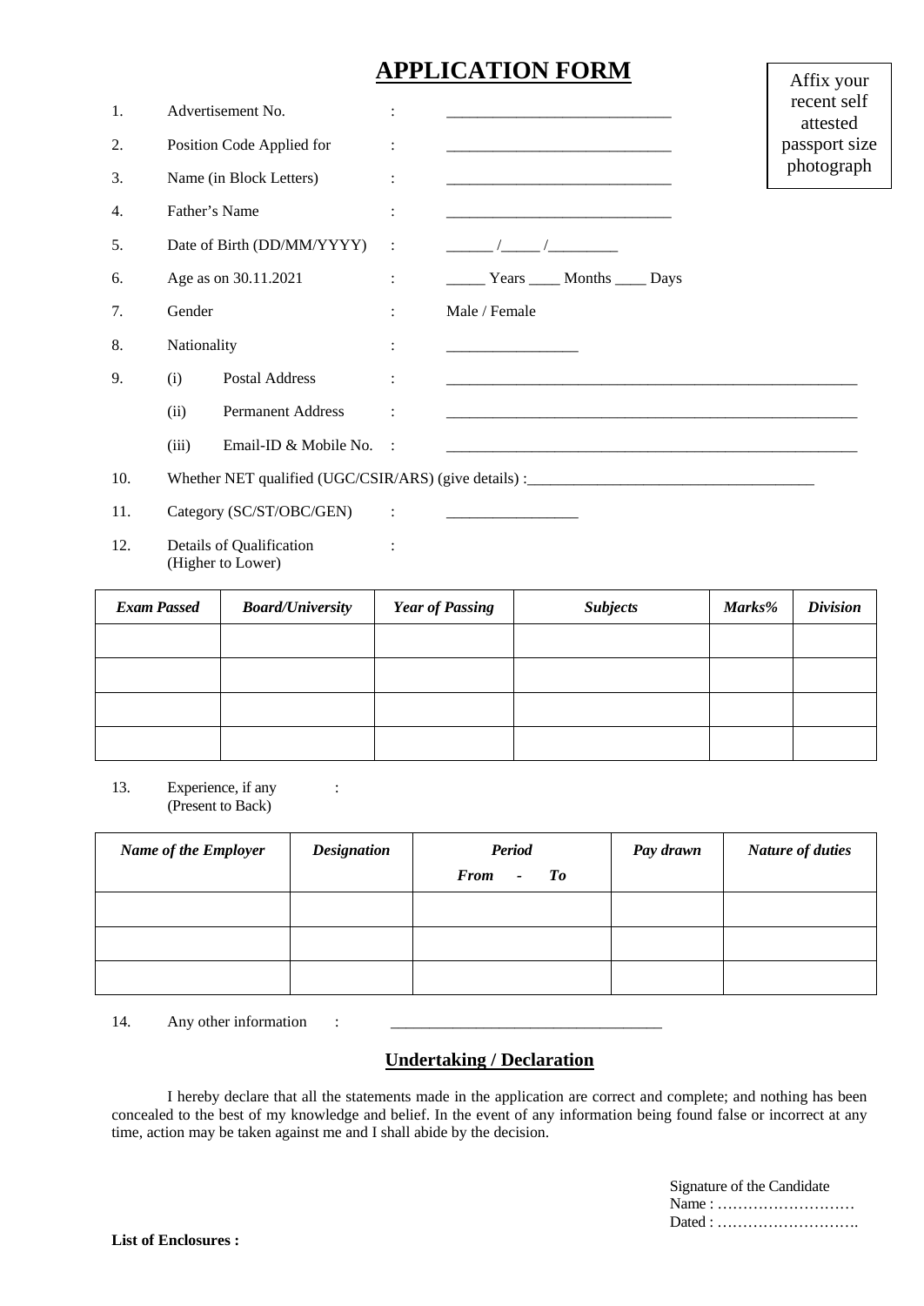# APPLICATION FORM

Affix your recent self attested passport size photograph

1. Advertisement No. : ____________________________
2. Position Code Applied for : ____________________________
3. Name (in Block Letters) : ____________________________
4. Father's Name : ____________________________
5. Date of Birth (DD/MM/YYYY) : ______ /_____ /_________
6. Age as on 30.11.2021 : _____ Years ____ Months ____ Days
7. Gender : Male / Female
8. Nationality : _________________
9. (i) Postal Address : ________________________________________________________
   (ii) Permanent Address : ________________________________________________________
   (iii) Email-ID & Mobile No. : ________________________________________________________
10. Whether NET qualified (UGC/CSIR/ARS) (give details) :_____________________________________
11. Category (SC/ST/OBC/GEN) : _________________
12. Details of Qualification (Higher to Lower) :

| *Exam Passed* | *Board/University* | *Year of Passing* | *Subjects* | *Marks%* | *Division* |
|---|---|---|---|---|---|
| | | | | | |
| | | | | | |
| | | | | | |
| | | | | | |

13. Experience, if any (Present to Back) :

| *Name of the Employer* | *Designation* | *Period* *From - To* | *Pay drawn* | *Nature of duties* |
|---|---|---|---|---|
| | | | | |
| | | | | |
| | | | | |

14. Any other information : ___________________________________

## Undertaking / Declaration

I hereby declare that all the statements made in the application are correct and complete; and nothing has been concealed to the best of my knowledge and belief. In the event of any information being found false or incorrect at any time, action may be taken against me and I shall abide by the decision.

Signature of the Candidate
Name : ………………………
Dated : ……………………….

**List of Enclosures :**